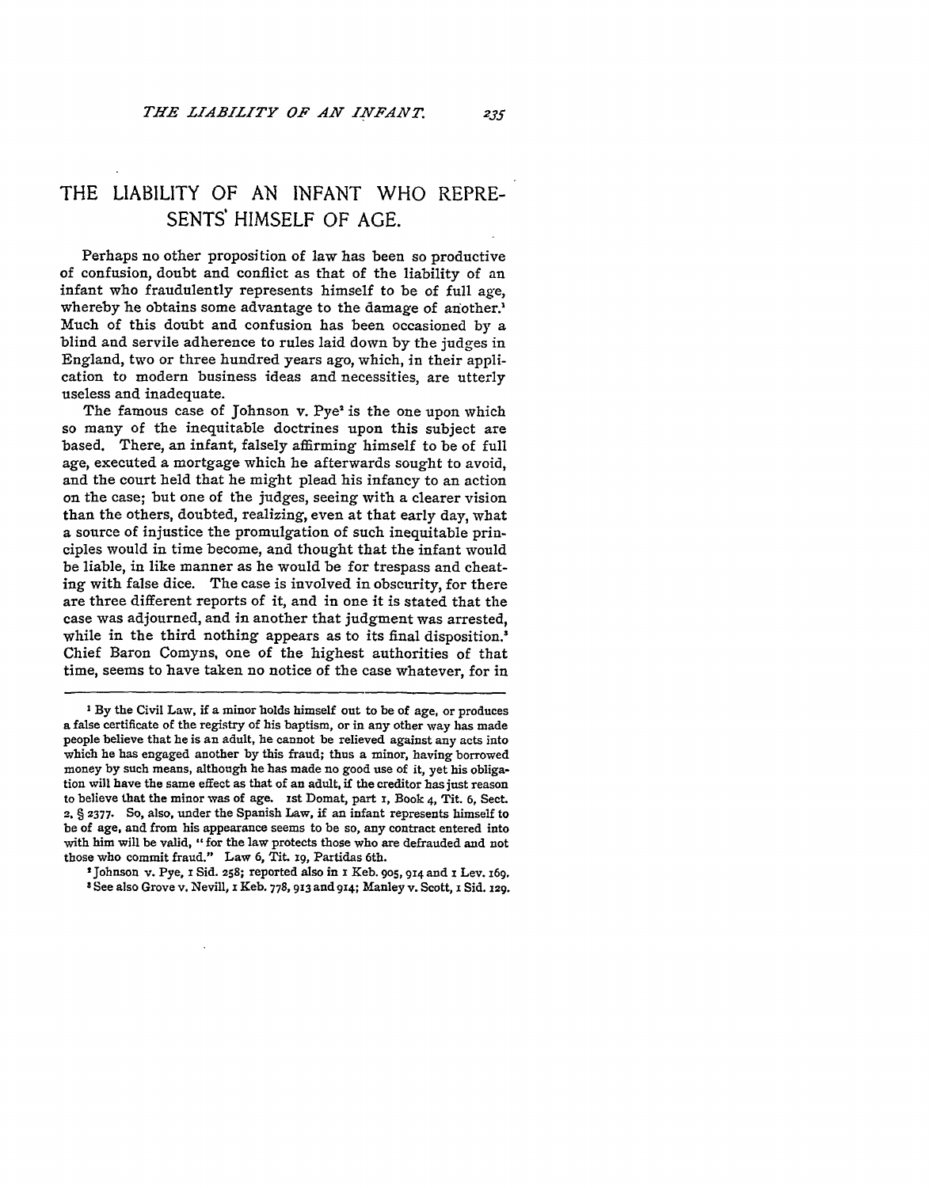# THE LIABILITY OF AN INFANT WHO REPRESENTS HIMSELF OF AGE.

Perhaps no other proposition of law has been so productive of confusion, doubt and conflict as that of the liability of an infant who fraudulently represents himself to be of full age, whereby he obtains some advantage to the damage of another.[1] Much of this doubt and confusion has been occasioned by a blind and servile adherence to rules laid down by the judges in England, two or three hundred years ago, which, in their application to modern business ideas and necessities, are utterly useless and inadequate.

The famous case of Johnson v. Pye[2] is the one upon which so many of the inequitable doctrines upon this subject are based. There, an infant, falsely affirming himself to be of full age, executed a mortgage which he afterwards sought to avoid, and the court held that he might plead his infancy to an action on the case; but one of the judges, seeing with a clearer vision than the others, doubted, realizing, even at that early day, what a source of injustice the promulgation of such inequitable principles would in time become, and thought that the infant would be liable, in like manner as he would be for trespass and cheating with false dice. The case is involved in obscurity, for there are three different reports of it, and in one it is stated that the case was adjourned, and in another that judgment was arrested, while in the third nothing appears as to its final disposition.[3] Chief Baron Comyns, one of the highest authorities of that time, seems to have taken no notice of the case whatever, for in

---

[1] By the Civil Law, if a minor holds himself out to be of age, or produces a false certificate of the registry of his baptism, or in any other way has made people believe that he is an adult, he cannot be relieved against any acts into which he has engaged another by this fraud; thus a minor, having borrowed money by such means, although he has made no good use of it, yet his obligation will have the same effect as that of an adult, if the creditor has just reason to believe that the minor was of age. 1st Domat, part 1, Book 4, Tit. 6, Sect. 2, § 2377. So, also, under the Spanish Law, if an infant represents himself to be of age, and from his appearance seems to be so, any contract entered into with him will be valid, "for the law protects those who are defrauded and not those who commit fraud." Law 6, Tit. 19, Partidas 6th.

[2] Johnson v. Pye, 1 Sid. 258; reported also in 1 Keb. 905, 914 and 1 Lev. 169.

[3] See also Grove v. Nevill, 1 Keb. 778, 913 and 914; Manley v. Scott, 1 Sid. 129.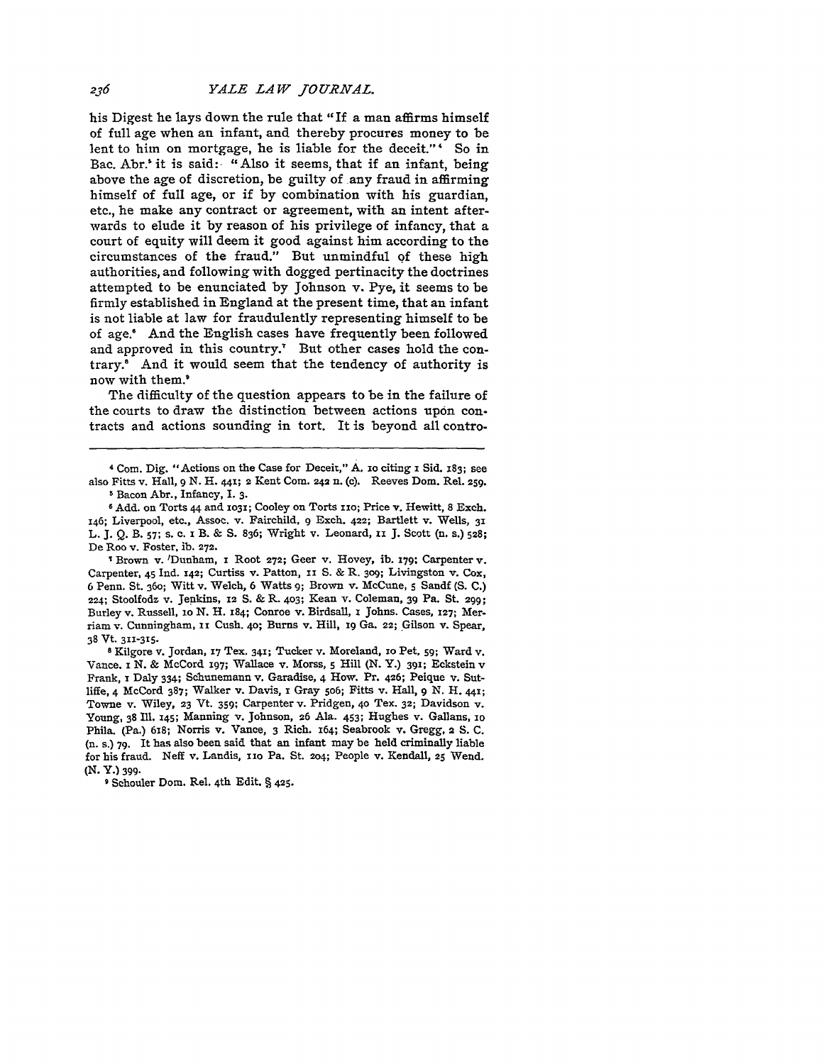his Digest he lays down the rule that "If a man affirms himself of full age when an infant, and thereby procures money to be lent to him on mortgage, he is liable for the deceit."[4] So in Bac. Abr.[5] it is said: "Also it seems, that if an infant, being above the age of discretion, be guilty of any fraud in affirming himself of full age, or if by combination with his guardian, etc., he make any contract or agreement, with an intent afterwards to elude it by reason of his privilege of infancy, that a court of equity will deem it good against him according to the circumstances of the fraud." But unmindful of these high authorities, and following with dogged pertinacity the doctrines attempted to be enunciated by Johnson v. Pye, it seems to be firmly established in England at the present time, that an infant is not liable at law for fraudulently representing himself to be of age.[6] And the English cases have frequently been followed and approved in this country.[7] But other cases hold the contrary.[8] And it would seem that the tendency of authority is now with them.[9]

The difficulty of the question appears to be in the failure of the courts to draw the distinction between actions upon contracts and actions sounding in tort. It is beyond all contro-

---

[4] Com. Dig. "Actions on the Case for Deceit," A. 10 citing 1 Sid. 183; see also Fitts v. Hall, 9 N. H. 441; 2 Kent Com. 242 n. (c). Reeves Dom. Rel. 259.

[5] Bacon Abr., Infancy, I. 3.

[6] Add. on Torts 44 and 1031; Cooley on Torts 110; Price v. Hewitt, 8 Exch. 146; Liverpool, etc., Assoc. v. Fairchild, 9 Exch. 422; Bartlett v. Wells, 31 L. J. Q. B. 57; s. c. 1 B. & S. 836; Wright v. Leonard, 11 J. Scott (n. s.) 528; De Roo v. Foster, ib. 272.

[7] Brown v. Dunham, 1 Root 272; Geer v. Hovey, ib. 179; Carpenter v. Carpenter, 45 Ind. 142; Curtiss v. Patton, 11 S. & R. 309; Livingston v. Cox, 6 Penn. St. 360; Witt v. Welch, 6 Watts 9; Brown v. McCune, 5 Sandf (S. C.) 224; Stoolfodz v. Jenkins, 12 S. & R. 403; Kean v. Coleman, 39 Pa. St. 299; Burley v. Russell, 10 N. H. 184; Conroe v. Birdsall, 1 Johns. Cases, 127; Merriam v. Cunningham, 11 Cush. 40; Burns v. Hill, 19 Ga. 22; Gilson v. Spear, 38 Vt. 311-315.

[8] Kilgore v. Jordan, 17 Tex. 341; Tucker v. Moreland, 10 Pet. 59; Ward v. Vance. 1 N. & McCord 197; Wallace v. Morss, 5 Hill (N. Y.) 391; Eckstein v Frank, 1 Daly 334; Schunemann v. Garadise, 4 How. Pr. 426; Peique v. Sutliffe, 4 McCord 387; Walker v. Davis, 1 Gray 506; Fitts v. Hall, 9 N. H. 441; Towne v. Wiley, 23 Vt. 359; Carpenter v. Pridgen, 40 Tex. 32; Davidson v. Young, 38 Ill. 145; Manning v. Johnson, 26 Ala. 453; Hughes v. Gallans, 10 Phila. (Pa.) 618; Norris v. Vance, 3 Rich. 164; Seabrook v. Gregg, 2 S. C. (n. s.) 79. It has also been said that an infant may be held criminally liable for his fraud. Neff v. Landis, 110 Pa. St. 204; People v. Kendall, 25 Wend. (N. Y.) 399.

[9] Schouler Dom. Rel. 4th Edit. § 425.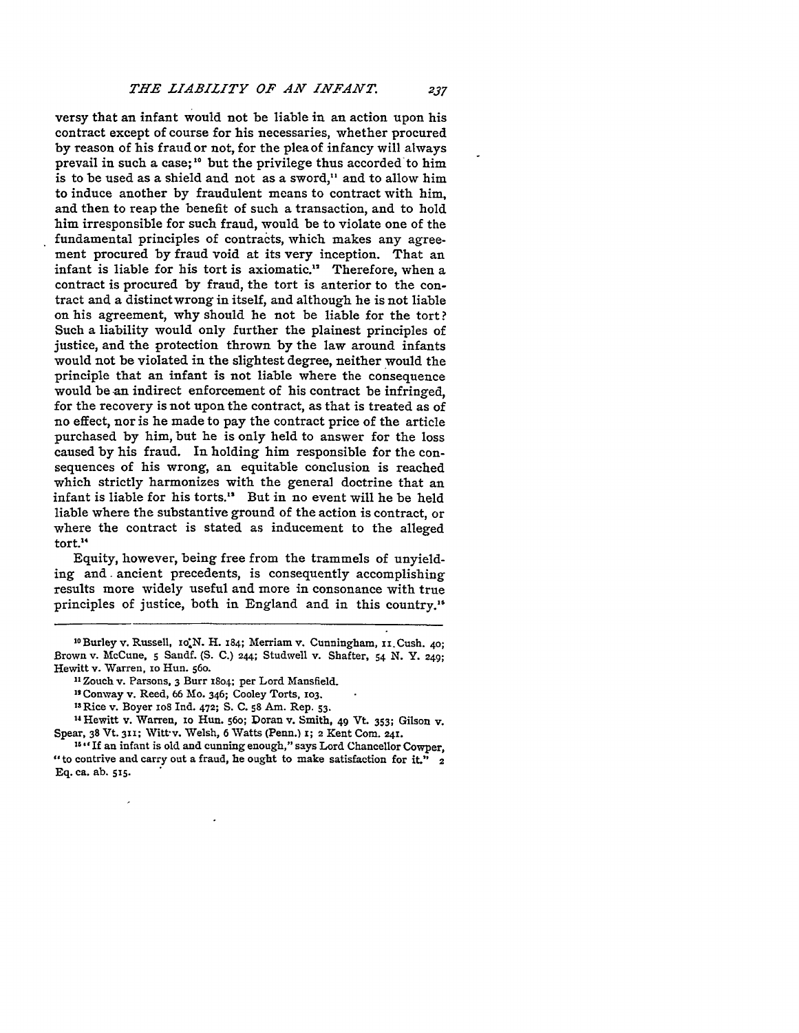versy that an infant would not be liable in an action upon his contract except of course for his necessaries, whether procured by reason of his fraud or not, for the plea of infancy will always prevail in such a case;[10] but the privilege thus accorded to him is to be used as a shield and not as a sword,[11] and to allow him to induce another by fraudulent means to contract with him, and then to reap the benefit of such a transaction, and to hold him irresponsible for such fraud, would be to violate one of the fundamental principles of contracts, which makes any agreement procured by fraud void at its very inception. That an infant is liable for his tort is axiomatic.[12] Therefore, when a contract is procured by fraud, the tort is anterior to the contract and a distinct wrong in itself, and although he is not liable on his agreement, why should he not be liable for the tort? Such a liability would only further the plainest principles of justice, and the protection thrown by the law around infants would not be violated in the slightest degree, neither would the principle that an infant is not liable where the consequence would be an indirect enforcement of his contract be infringed, for the recovery is not upon the contract, as that is treated as of no effect, nor is he made to pay the contract price of the article purchased by him, but he is only held to answer for the loss caused by his fraud. In holding him responsible for the consequences of his wrong, an equitable conclusion is reached which strictly harmonizes with the general doctrine that an infant is liable for his torts.[13] But in no event will he be held liable where the substantive ground of the action is contract, or where the contract is stated as inducement to the alleged tort.[14]

Equity, however, being free from the trammels of unyielding and ancient precedents, is consequently accomplishing results more widely useful and more in consonance with true principles of justice, both in England and in this country.[15]

---

[10] Burley v. Russell, 10 N. H. 184; Merriam v. Cunningham, 11 Cush. 40; Brown v. McCune, 5 Sandf. (S. C.) 244; Studwell v. Shafter, 54 N. Y. 249; Hewitt v. Warren, 10 Hun. 560.

[11] Zouch v. Parsons, 3 Burr 1804; per Lord Mansfield.

[12] Conway v. Reed, 66 Mo. 346; Cooley Torts, 103.

[13] Rice v. Boyer 108 Ind. 472; S. C. 58 Am. Rep. 53.

[14] Hewitt v. Warren, 10 Hun. 560; Doran v. Smith, 49 Vt. 353; Gilson v. Spear, 38 Vt. 311; Witt v. Welsh, 6 Watts (Penn.) 1; 2 Kent Com. 241.

[15] "If an infant is old and cunning enough," says Lord Chancellor Cowper, "to contrive and carry out a fraud, he ought to make satisfaction for it." 2 Eq. ca. ab. 515.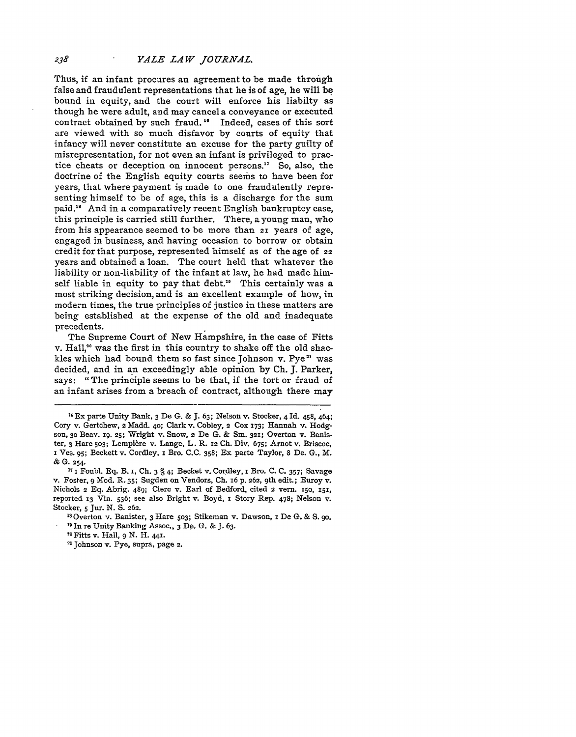Thus, if an infant procures an agreement to be made through false and fraudulent representations that he is of age, he will be bound in equity, and the court will enforce his liabilty as though he were adult, and may cancel a conveyance or executed contract obtained by such fraud.[16] Indeed, cases of this sort are viewed with so much disfavor by courts of equity that infancy will never constitute an excuse for the party guilty of misrepresentation, for not even an infant is privileged to practice cheats or deception on innocent persons.[17] So, also, the doctrine of the English equity courts seems to have been for years, that where payment is made to one fraudulently representing himself to be of age, this is a discharge for the sum paid.[18] And in a comparatively recent English bankruptcy case, this principle is carried still further. There, a young man, who from his appearance seemed to be more than 21 years of age, engaged in business, and having occasion to borrow or obtain credit for that purpose, represented himself as of the age of 22 years and obtained a loan. The court held that whatever the liability or non-liability of the infant at law, he had made himself liable in equity to pay that debt.[19] This certainly was a most striking decision, and is an excellent example of how, in modern times, the true principles of justice in these matters are being established at the expense of the old and inadequate precedents.

The Supreme Court of New Hampshire, in the case of Fitts v. Hall,[20] was the first in this country to shake off the old shackles which had bound them so fast since Johnson v. Pye[21] was decided, and in an exceedingly able opinion by Ch. J. Parker, says: "The principle seems to be that, if the tort or fraud of an infant arises from a breach of contract, although there may

---

[16] Ex parte Unity Bank, 3 De G. & J. 63; Nelson v. Stocker, 4 Id. 458, 464; Cory v. Gertchew, 2 Madd. 40; Clark v. Cobley, 2 Cox 173; Hannah v. Hodgson, 30 Beav. 19. 25; Wright v. Snow, 2 De G. & Sm. 321; Overton v. Banister, 3 Hare 503; Lempière v. Lange, L. R. 12 Ch. Div. 675; Arnot v. Briscoe, 1 Ves. 95; Beckett v. Cordley, 1 Bro. C.C. 358; Ex parte Taylor, 8 De. G., M. & G. 254.

[17] 1 Foubl. Eq. B. 1, Ch. 3 § 4; Becket v. Cordley, 1 Bro. C. C. 357; Savage v. Foster, 9 Mod. R. 35; Sugden on Vendors, Ch. 16 p. 262, 9th edit.; Euroy v. Nichols 2 Eq. Abrig. 489; Clerc v. Earl of Bedford, cited 2 vern. 150, 151, reported 13 Vin. 536; see also Bright v. Boyd, 1 Story Rep. 478; Nelson v. Stocker, 5 Jur. N. S. 262.

[18] Overton v. Banister, 3 Hare 503; Stikeman v. Dawson, 1 De G. & S. 90.

[19] In re Unity Banking Assoc., 3 De. G. & J. 63.

[20] Fitts v. Hall, 9 N. H. 441.

[21] Johnson v. Pye, supra, page 2.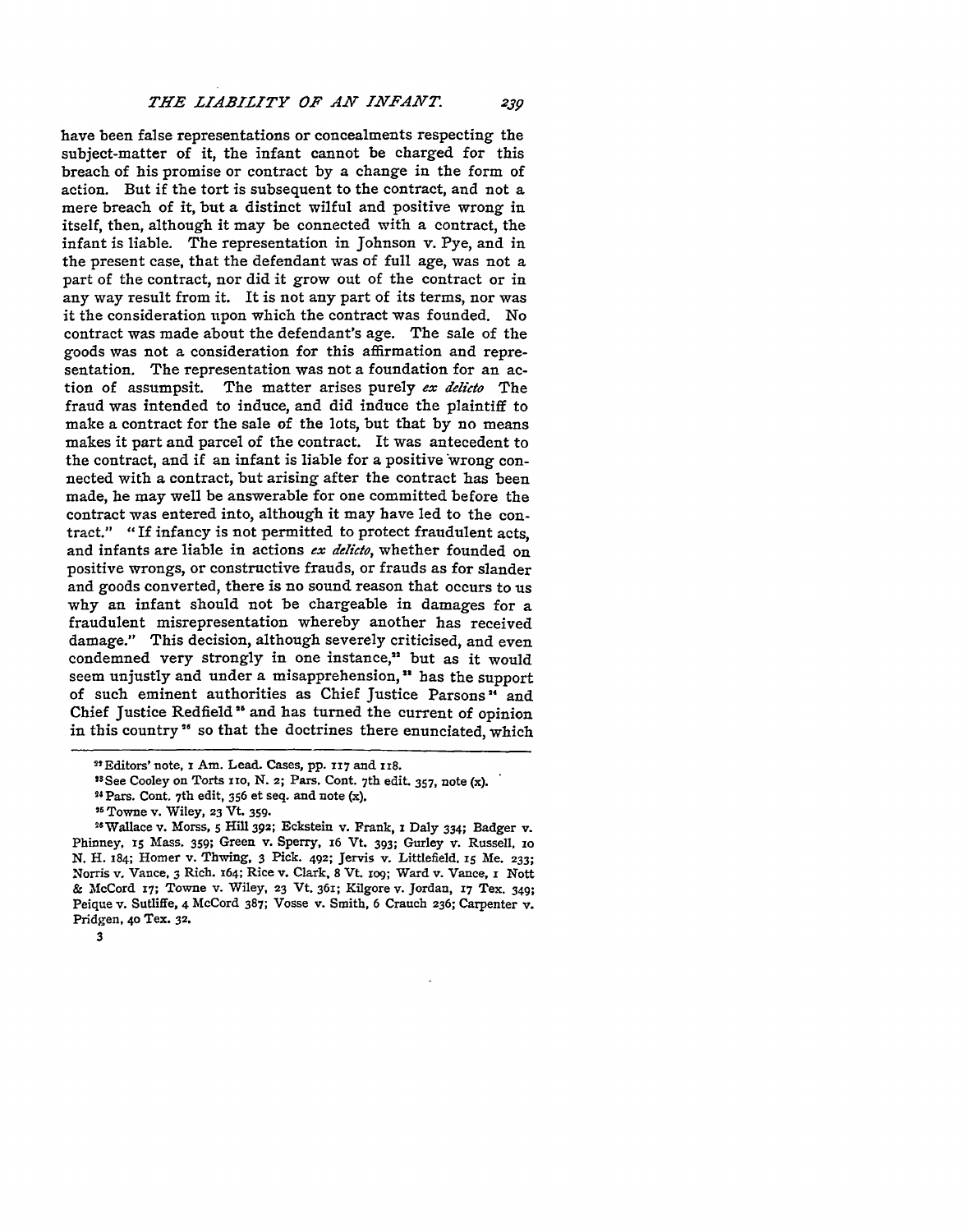have been false representations or concealments respecting the subject-matter of it, the infant cannot be charged for this breach of his promise or contract by a change in the form of action. But if the tort is subsequent to the contract, and not a mere breach of it, but a distinct wilful and positive wrong in itself, then, although it may be connected with a contract, the infant is liable. The representation in Johnson v. Pye, and in the present case, that the defendant was of full age, was not a part of the contract, nor did it grow out of the contract or in any way result from it. It is not any part of its terms, nor was it the consideration upon which the contract was founded. No contract was made about the defendant's age. The sale of the goods was not a consideration for this affirmation and representation. The representation was not a foundation for an action of assumpsit. The matter arises purely *ex delicto* The fraud was intended to induce, and did induce the plaintiff to make a contract for the sale of the lots, but that by no means makes it part and parcel of the contract. It was antecedent to the contract, and if an infant is liable for a positive wrong connected with a contract, but arising after the contract has been made, he may well be answerable for one committed before the contract was entered into, although it may have led to the contract." "If infancy is not permitted to protect fraudulent acts, and infants are liable in actions *ex delicto*, whether founded on positive wrongs, or constructive frauds, or frauds as for slander and goods converted, there is no sound reason that occurs to us why an infant should not be chargeable in damages for a fraudulent misrepresentation whereby another has received damage." This decision, although severely criticised, and even condemned very strongly in one instance,[22] but as it would seem unjustly and under a misapprehension,[23] has the support of such eminent authorities as Chief Justice Parsons[24] and Chief Justice Redfield[25] and has turned the current of opinion in this country[26] so that the doctrines there enunciated, which

---

[22] Editors' note, 1 Am. Lead. Cases, pp. 117 and 118.

[23] See Cooley on Torts 110, N. 2; Pars. Cont. 7th edit. 357, note (x).

[24] Pars. Cont. 7th edit, 356 et seq. and note (x).

[25] Towne v. Wiley, 23 Vt. 359.

[26] Wallace v. Morss, 5 Hill 392; Eckstein v. Frank, 1 Daly 334; Badger v. Phinney, 15 Mass. 359; Green v. Sperry, 16 Vt. 393; Gurley v. Russell, 10 N. H. 184; Homer v. Thwing, 3 Pick. 492; Jervis v. Littlefield, 15 Me. 233; Norris v. Vance, 3 Rich. 164; Rice v. Clark, 8 Vt. 109; Ward v. Vance, 1 Nott & McCord 17; Towne v. Wiley, 23 Vt. 361; Kilgore v. Jordan, 17 Tex. 349; Peique v. Sutliffe, 4 McCord 387; Vosse v. Smith, 6 Crauch 236; Carpenter v. Pridgen, 40 Tex. 32.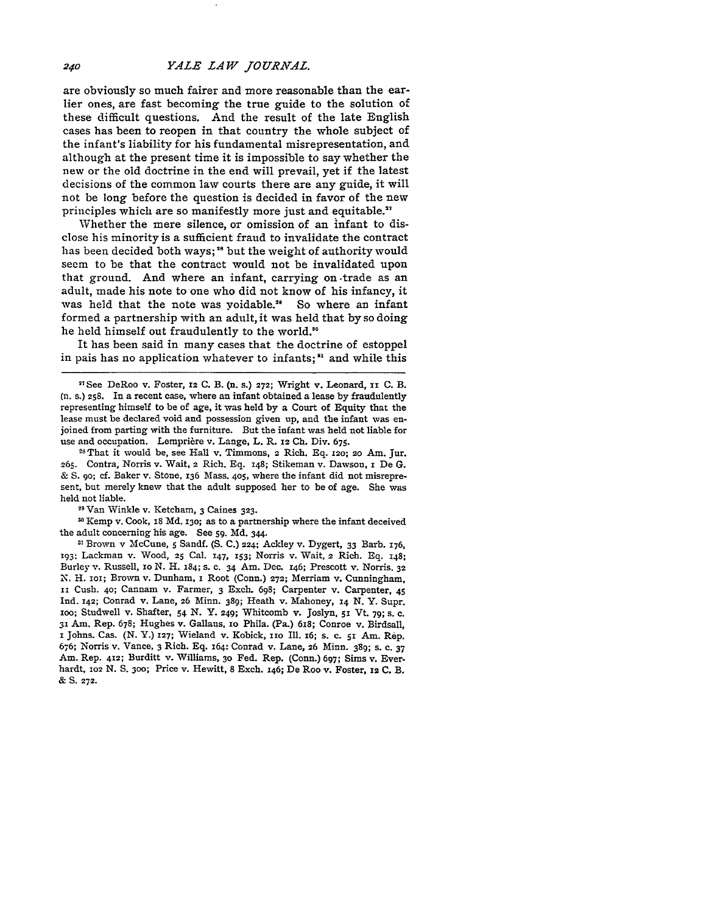are obviously so much fairer and more reasonable than the earlier ones, are fast becoming the true guide to the solution of these difficult questions. And the result of the late English cases has been to reopen in that country the whole subject of the infant's liability for his fundamental misrepresentation, and although at the present time it is impossible to say whether the new or the old doctrine in the end will prevail, yet if the latest decisions of the common law courts there are any guide, it will not be long before the question is decided in favor of the new principles which are so manifestly more just and equitable.[27]

Whether the mere silence, or omission of an infant to disclose his minority is a sufficient fraud to invalidate the contract has been decided both ways;[28] but the weight of authority would seem to be that the contract would not be invalidated upon that ground. And where an infant, carrying on trade as an adult, made his note to one who did not know of his infancy, it was held that the note was voidable.[29] So where an infant formed a partnership with an adult, it was held that by so doing he held himself out fraudulently to the world.[30]

It has been said in many cases that the doctrine of estoppel in pais has no application whatever to infants;[31] and while this

---

[27] See DeRoo v. Foster, 12 C. B. (n. s.) 272; Wright v. Leonard, 11 C. B. (n. s.) 258. In a recent case, where an infant obtained a lease by fraudulently representing himself to be of age, it was held by a Court of Equity that the lease must be declared void and possession given up, and the infant was enjoined from parting with the furniture. But the infant was held not liable for use and occupation. Lemprière v. Lange, L. R. 12 Ch. Div. 675.

[28] That it would be, see Hall v. Timmons, 2 Rich. Eq. 120; 20 Am. Jur. 265. Contra, Norris v. Wait, 2 Rich. Eq. 148; Stikeman v. Dawson, 1 De G. & S. 90; cf. Baker v. Stone, 136 Mass. 405, where the infant did not misrepresent, but merely knew that the adult supposed her to be of age. She was held not liable.

[29] Van Winkle v. Ketcham, 3 Caines 323.

[30] Kemp v. Cook, 18 Md. 130; as to a partnership where the infant deceived the adult concerning his age. See 59. Md. 344.

[31] Brown v McCune, 5 Sandf. (S. C.) 224; Ackley v. Dygert, 33 Barb. 176, 193; Lackman v. Wood, 25 Cal. 147, 153; Norris v. Wait, 2 Rich. Eq. 148; Burley v. Russell, 10 N. H. 184; s. c. 34 Am. Dec. 146; Prescott v. Norris. 32 N. H. 101; Brown v. Dunham, 1 Root (Conn.) 272; Merriam v. Cunningham, 11 Cush. 40; Cannam v. Farmer, 3 Exch. 698; Carpenter v. Carpenter, 45 Ind. 142; Conrad v. Lane, 26 Minn. 389; Heath v. Mahoney, 14 N. Y. Supr. 100; Studwell v. Shafter, 54 N. Y. 249; Whitcomb v. Joslyn, 51 Vt. 79; s. c. 31 Am. Rep. 678; Hughes v. Gallans, 10 Phila. (Pa.) 618; Conroe v. Birdsall, 1 Johns. Cas. (N. Y.) 127; Wieland v. Kobick, 110 Ill. 16; s. c. 51 Am. Rep. 676; Norris v. Vance, 3 Rich. Eq. 164: Conrad v. Lane, 26 Minn. 389; s. c. 37 Am. Rep. 412; Burditt v. Williams, 30 Fed. Rep. (Conn.) 697; Sims v. Everhardt, 102 N. S. 300; Price v. Hewitt, 8 Exch. 146; De Roo v. Foster, 12 C. B. & S. 272.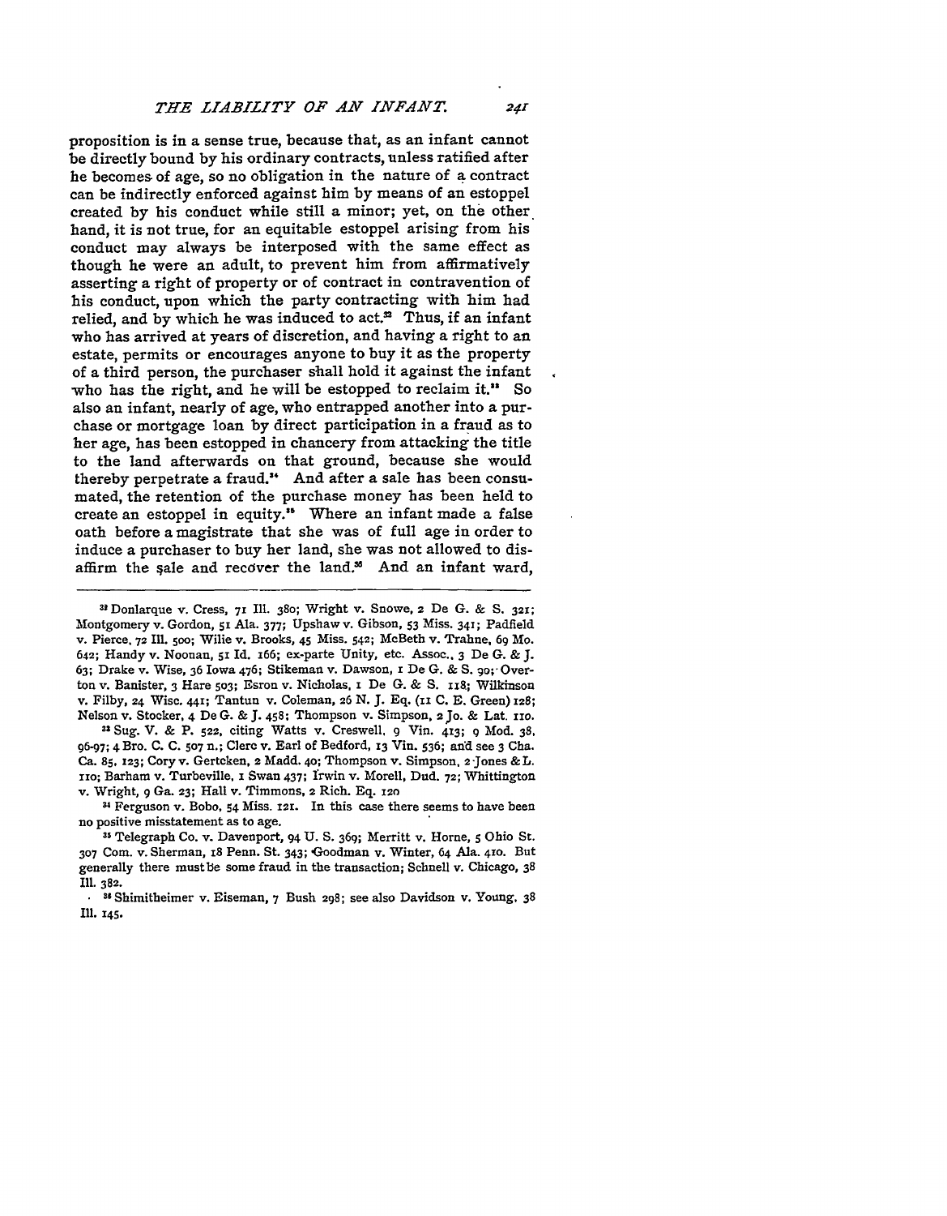proposition is in a sense true, because that, as an infant cannot be directly bound by his ordinary contracts, unless ratified after he becomes of age, so no obligation in the nature of a contract can be indirectly enforced against him by means of an estoppel created by his conduct while still a minor; yet, on the other hand, it is not true, for an equitable estoppel arising from his conduct may always be interposed with the same effect as though he were an adult, to prevent him from affirmatively asserting a right of property or of contract in contravention of his conduct, upon which the party contracting with him had relied, and by which he was induced to act.[32] Thus, if an infant who has arrived at years of discretion, and having a right to an estate, permits or encourages anyone to buy it as the property of a third person, the purchaser shall hold it against the infant who has the right, and he will be estopped to reclaim it.[33] So also an infant, nearly of age, who entrapped another into a purchase or mortgage loan by direct participation in a fraud as to her age, has been estopped in chancery from attacking the title to the land afterwards on that ground, because she would thereby perpetrate a fraud.[34] And after a sale has been consumated, the retention of the purchase money has been held to create an estoppel in equity.[35] Where an infant made a false oath before a magistrate that she was of full age in order to induce a purchaser to buy her land, she was not allowed to disaffirm the sale and recover the land.[36] And an infant ward,

---

[32] Donlarque v. Cress, 71 Ill. 380; Wright v. Snowe, 2 De G. & S. 321; Montgomery v. Gordon, 51 Ala. 377; Upshaw v. Gibson, 53 Miss. 341; Padfield v. Pierce, 72 Ill. 500; Wilie v. Brooks, 45 Miss. 542; McBeth v. Trahne, 69 Mo. 642; Handy v. Noonan, 51 Id. 166; ex-parte Unity, etc. Assoc., 3 De G. & J. 63; Drake v. Wise, 36 Iowa 476; Stikeman v. Dawson, 1 De G. & S. 90; Overton v. Banister, 3 Hare 503; Esron v. Nicholas, 1 De G. & S. 118; Wilkinson v. Filby, 24 Wisc. 441; Tantun v. Coleman, 26 N. J. Eq. (11 C. E. Green) 128; Nelson v. Stocker, 4 De G. & J. 458; Thompson v. Simpson, 2 Jo. & Lat. 110.

[33] Sug. V. & P. 522, citing Watts v. Creswell, 9 Vin. 413; 9 Mod. 38, 96-97; 4 Bro. C. C. 507 n.; Clerc v. Earl of Bedford, 13 Vin. 536; and see 3 Cha. Ca. 85, 123; Cory v. Gertcken, 2 Madd. 40; Thompson v. Simpson, 2 Jones & L. 110; Barham v. Turbeville, 1 Swan 437; Irwin v. Morell, Dud. 72; Whittington v. Wright, 9 Ga. 23; Hall v. Timmons, 2 Rich. Eq. 120

[34] Ferguson v. Bobo, 54 Miss. 121. In this case there seems to have been no positive misstatement as to age.

[35] Telegraph Co. v. Davenport, 94 U. S. 369; Merritt v. Horne, 5 Ohio St. 307 Com. v. Sherman, 18 Penn. St. 343; Goodman v. Winter, 64 Ala. 410. But generally there must be some fraud in the transaction; Schnell v. Chicago, 38 Ill. 382.

[36] Shimitheimer v. Eiseman, 7 Bush 298; see also Davidson v. Young, 38 Ill. 145.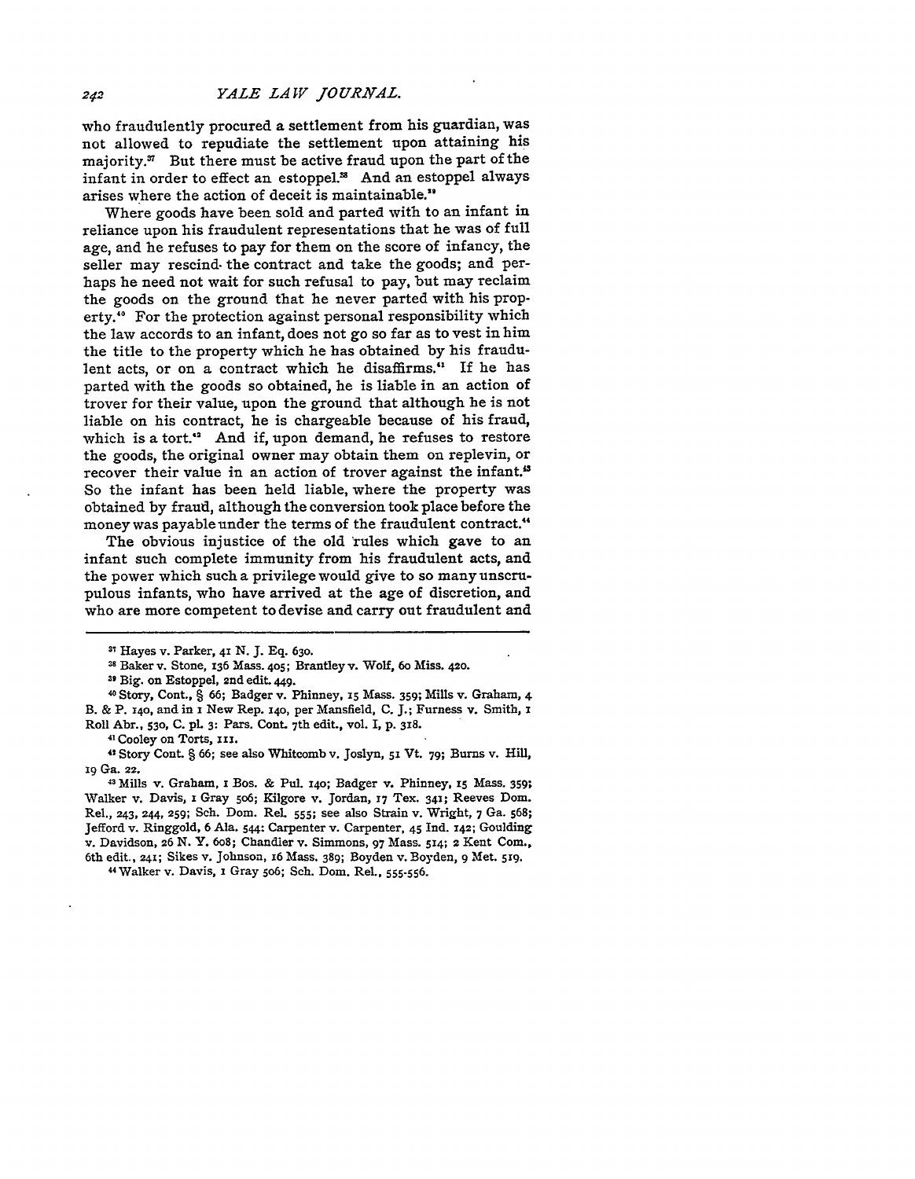who fraudulently procured a settlement from his guardian, was not allowed to repudiate the settlement upon attaining his majority.[37] But there must be active fraud upon the part of the infant in order to effect an estoppel.[38] And an estoppel always arises where the action of deceit is maintainable.[39]

Where goods have been sold and parted with to an infant in reliance upon his fraudulent representations that he was of full age, and he refuses to pay for them on the score of infancy, the seller may rescind the contract and take the goods; and perhaps he need not wait for such refusal to pay, but may reclaim the goods on the ground that he never parted with his property.[40] For the protection against personal responsibility which the law accords to an infant, does not go so far as to vest in him the title to the property which he has obtained by his fraudulent acts, or on a contract which he disaffirms.[41] If he has parted with the goods so obtained, he is liable in an action of trover for their value, upon the ground that although he is not liable on his contract, he is chargeable because of his fraud, which is a tort.[42] And if, upon demand, he refuses to restore the goods, the original owner may obtain them on replevin, or recover their value in an action of trover against the infant.[43] So the infant has been held liable, where the property was obtained by fraud, although the conversion took place before the money was payable under the terms of the fraudulent contract.[44]

The obvious injustice of the old rules which gave to an infant such complete immunity from his fraudulent acts, and the power which such a privilege would give to so many unscrupulous infants, who have arrived at the age of discretion, and who are more competent to devise and carry out fraudulent and

---

[37] Hayes v. Parker, 41 N. J. Eq. 630.

[38] Baker v. Stone, 136 Mass. 405; Brantley v. Wolf, 60 Miss. 420.

[39] Big. on Estoppel, 2nd edit. 449.

[40] Story, Cont., § 66; Badger v. Phinney, 15 Mass. 359; Mills v. Graham, 4 B. & P. 140, and in 1 New Rep. 140, per Mansfield, C. J.; Furness v. Smith, 1 Roll Abr., 530, C. pl. 3: Pars. Cont. 7th edit., vol. I, p. 318.

[41] Cooley on Torts, 111.

[42] Story Cont. § 66; see also Whitcomb v. Joslyn, 51 Vt. 79; Burns v. Hill, 19 Ga. 22.

[43] Mills v. Graham, 1 Bos. & Pul. 140; Badger v. Phinney, 15 Mass. 359; Walker v. Davis, 1 Gray 506; Kilgore v. Jordan, 17 Tex. 341; Reeves Dom. Rel., 243, 244, 259; Sch. Dom. Rel. 555; see also Strain v. Wright, 7 Ga. 568; Jefford v. Ringgold, 6 Ala. 544: Carpenter v. Carpenter, 45 Ind. 142; Goulding v. Davidson, 26 N. Y. 608; Chandier v. Simmons, 97 Mass. 514; 2 Kent Com., 6th edit., 241; Sikes v. Johnson, 16 Mass. 389; Boyden v. Boyden, 9 Met. 519.

[44] Walker v. Davis, 1 Gray 506; Sch. Dom. Rel., 555-556.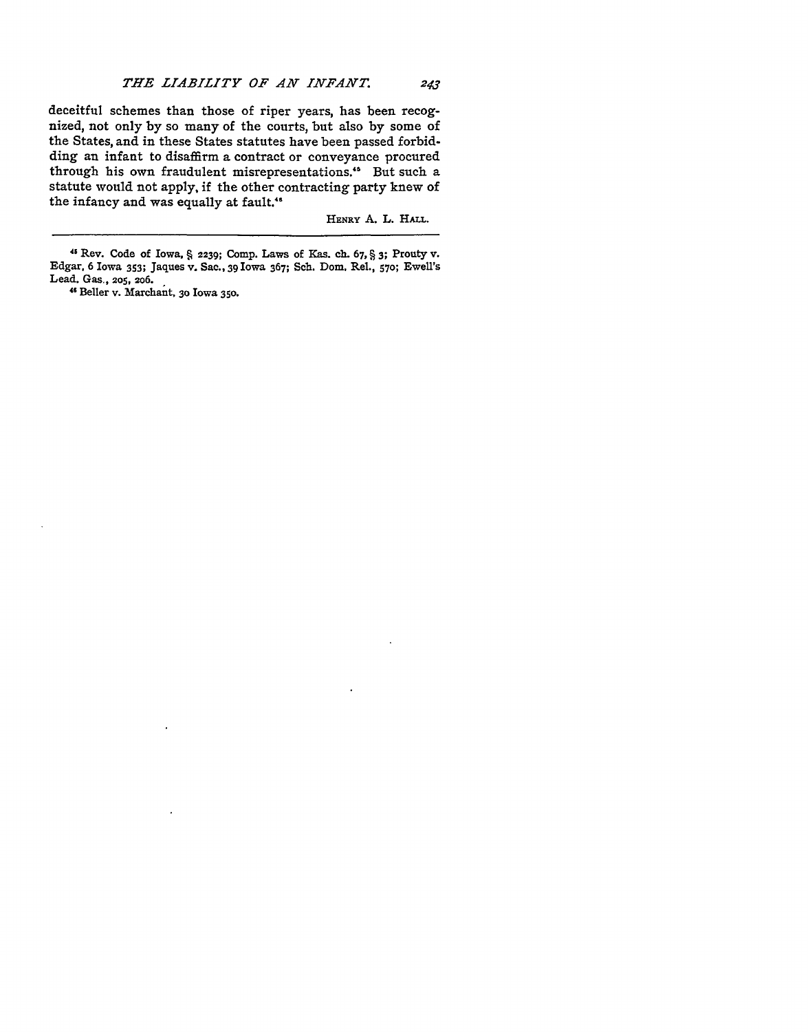deceitful schemes than those of riper years, has been recognized, not only by so many of the courts, but also by some of the States, and in these States statutes have been passed forbidding an infant to disaffirm a contract or conveyance procured through his own fraudulent misrepresentations.[45] But such a statute would not apply, if the other contracting party knew of the infancy and was equally at fault.[46]

HENRY A. L. HALL.

---

[45] Rev. Code of Iowa, § 2239; Comp. Laws of Kas. ch. 67, § 3; Prouty v. Edgar, 6 Iowa 353; Jaques v. Sac., 39 Iowa 367; Sch. Dom. Rel., 570; Ewell's Lead. Cas., 205, 206.

[46] Beller v. Marchant, 30 Iowa 350.